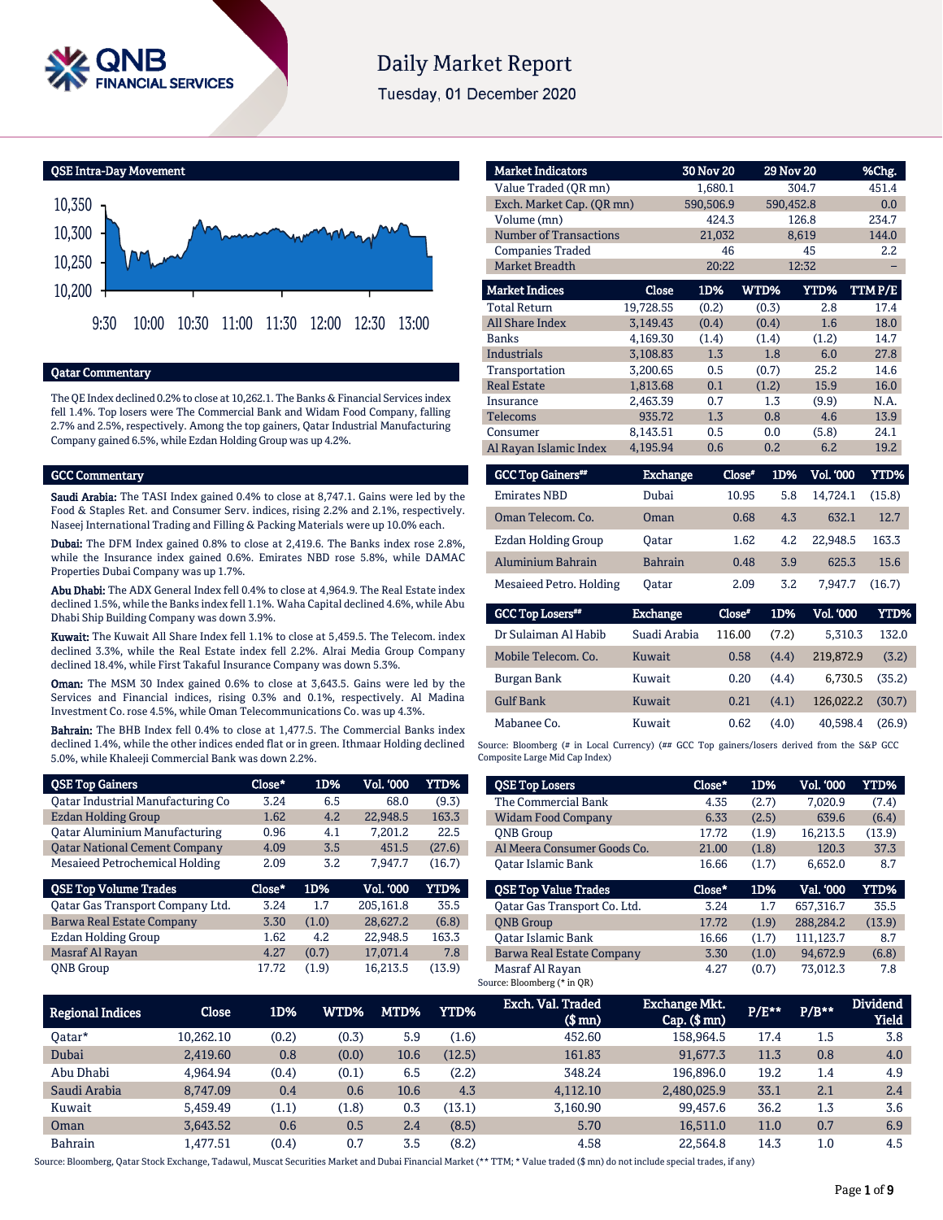# Daily Market Report

Tuesday, 01 December 2020

## QSE Intra-Day Movement

10,350
10,300
10,250
10,200

9:30 10:00 10:30 11:00 11:30 12:00 12:30 13:00

## Qatar Commentary

The QE Index declined 0.2% to close at 10,262.1. The Banks & Financial Services index fell 1.4%. Top losers were The Commercial Bank and Widam Food Company, falling 2.7% and 2.5%, respectively. Among the top gainers, Qatar Industrial Manufacturing Company gained 6.5%, while Ezdan Holding Group was up 4.2%.

## GCC Commentary

**Saudi Arabia:** The TASI Index gained 0.4% to close at 8,747.1. Gains were led by the Food & Staples Ret. and Consumer Serv. indices, rising 2.2% and 2.1%, respectively. Naseej International Trading and Filling & Packing Materials were up 10.0% each.

**Dubai:** The DFM Index gained 0.8% to close at 2,419.6. The Banks index rose 2.8%, while the Insurance index gained 0.6%. Emirates NBD rose 5.8%, while DAMAC Properties Dubai Company was up 1.7%.

**Abu Dhabi:** The ADX General Index fell 0.4% to close at 4,964.9. The Real Estate index declined 1.5%, while the Banks index fell 1.1%. Waha Capital declined 4.6%, while Abu Dhabi Ship Building Company was down 3.9%.

**Kuwait:** The Kuwait All Share Index fell 1.1% to close at 5,459.5. The Telecom. index declined 3.3%, while the Real Estate index fell 2.2%. Alrai Media Group Company declined 18.4%, while First Takaful Insurance Company was down 5.3%.

**Oman:** The MSM 30 Index gained 0.6% to close at 3,643.5. Gains were led by the Services and Financial indices, rising 0.3% and 0.1%, respectively. Al Madina Investment Co. rose 4.5%, while Oman Telecommunications Co. was up 4.3%.

**Bahrain:** The BHB Index fell 0.4% to close at 1,477.5. The Commercial Banks index declined 1.4%, while the other indices ended flat or in green. Ithmaar Holding declined 5.0%, while Khaleeji Commercial Bank was down 2.2%.

| Market Indicators | 30 Nov 20 | 29 Nov 20 | %Chg. |
|---|---|---|---|
| Value Traded (QR mn) | 1,680.1 | 304.7 | 451.4 |
| Exch. Market Cap. (QR mn) | 590,506.9 | 590,452.8 | 0.0 |
| Volume (mn) | 424.3 | 126.8 | 234.7 |
| Number of Transactions | 21,032 | 8,619 | 144.0 |
| Companies Traded | 46 | 45 | 2.2 |
| Market Breadth | 20:22 | 12:32 | – |

| Market Indices | Close | 1D% | WTD% | YTD% | TTM P/E |
|---|---|---|---|---|---|
| Total Return | 19,728.55 | (0.2) | (0.3) | 2.8 | 17.4 |
| All Share Index | 3,149.43 | (0.4) | (0.4) | 1.6 | 18.0 |
| Banks | 4,169.30 | (1.4) | (1.4) | (1.2) | 14.7 |
| Industrials | 3,108.83 | 1.3 | 1.8 | 6.0 | 27.8 |
| Transportation | 3,200.65 | 0.5 | (0.7) | 25.2 | 14.6 |
| Real Estate | 1,813.68 | 0.1 | (1.2) | 15.9 | 16.0 |
| Insurance | 2,463.39 | 0.7 | 1.3 | (9.9) | N.A. |
| Telecoms | 935.72 | 1.3 | 0.8 | 4.6 | 13.9 |
| Consumer | 8,143.51 | 0.5 | 0.0 | (5.8) | 24.1 |
| Al Rayan Islamic Index | 4,195.94 | 0.6 | 0.2 | 6.2 | 19.2 |

| GCC Top Gainers## | Exchange | Close# | 1D% | Vol. '000 | YTD% |
|---|---|---|---|---|---|
| Emirates NBD | Dubai | 10.95 | 5.8 | 14,724.1 | (15.8) |
| Oman Telecom. Co. | Oman | 0.68 | 4.3 | 632.1 | 12.7 |
| Ezdan Holding Group | Qatar | 1.62 | 4.2 | 22,948.5 | 163.3 |
| Aluminium Bahrain | Bahrain | 0.48 | 3.9 | 625.3 | 15.6 |
| Mesaieed Petro. Holding | Qatar | 2.09 | 3.2 | 7,947.7 | (16.7) |

| GCC Top Losers## | Exchange | Close# | 1D% | Vol. '000 | YTD% |
|---|---|---|---|---|---|
| Dr Sulaiman Al Habib | Suadi Arabia | 116.00 | (7.2) | 5,310.3 | 132.0 |
| Mobile Telecom. Co. | Kuwait | 0.58 | (4.4) | 219,872.9 | (3.2) |
| Burgan Bank | Kuwait | 0.20 | (4.4) | 6,730.5 | (35.2) |
| Gulf Bank | Kuwait | 0.21 | (4.1) | 126,022.2 | (30.7) |
| Mabanee Co. | Kuwait | 0.62 | (4.0) | 40,598.4 | (26.9) |

Source: Bloomberg (# in Local Currency) (## GCC Top gainers/losers derived from the S&P GCC Composite Large Mid Cap Index)

| QSE Top Gainers | Close* | 1D% | Vol. '000 | YTD% |
|---|---|---|---|---|
| Qatar Industrial Manufacturing Co | 3.24 | 6.5 | 68.0 | (9.3) |
| Ezdan Holding Group | 1.62 | 4.2 | 22,948.5 | 163.3 |
| Qatar Aluminium Manufacturing | 0.96 | 4.1 | 7,201.2 | 22.5 |
| Qatar National Cement Company | 4.09 | 3.5 | 451.5 | (27.6) |
| Mesaieed Petrochemical Holding | 2.09 | 3.2 | 7,947.7 | (16.7) |

| QSE Top Losers | Close* | 1D% | Vol. '000 | YTD% |
|---|---|---|---|---|
| The Commercial Bank | 4.35 | (2.7) | 7,020.9 | (7.4) |
| Widam Food Company | 6.33 | (2.5) | 639.6 | (6.4) |
| QNB Group | 17.72 | (1.9) | 16,213.5 | (13.9) |
| Al Meera Consumer Goods Co. | 21.00 | (1.8) | 120.3 | 37.3 |
| Qatar Islamic Bank | 16.66 | (1.7) | 6,652.0 | 8.7 |

| QSE Top Volume Trades | Close* | 1D% | Vol. '000 | YTD% |
|---|---|---|---|---|
| Qatar Gas Transport Company Ltd. | 3.24 | 1.7 | 205,161.8 | 35.5 |
| Barwa Real Estate Company | 3.30 | (1.0) | 28,627.2 | (6.8) |
| Ezdan Holding Group | 1.62 | 4.2 | 22,948.5 | 163.3 |
| Masraf Al Rayan | 4.27 | (0.7) | 17,071.4 | 7.8 |
| QNB Group | 17.72 | (1.9) | 16,213.5 | (13.9) |

| QSE Top Value Trades | Close* | 1D% | Val. '000 | YTD% |
|---|---|---|---|---|
| Qatar Gas Transport Co. Ltd. | 3.24 | 1.7 | 657,316.7 | 35.5 |
| QNB Group | 17.72 | (1.9) | 288,284.2 | (13.9) |
| Qatar Islamic Bank | 16.66 | (1.7) | 111,123.7 | 8.7 |
| Barwa Real Estate Company | 3.30 | (1.0) | 94,672.9 | (6.8) |
| Masraf Al Rayan | 4.27 | (0.7) | 73,012.3 | 7.8 |

Source: Bloomberg (* in QR)

| Regional Indices | Close | 1D% | WTD% | MTD% | YTD% | Exch. Val. Traded ($ mn) | Exchange Mkt. Cap. ($ mn) | P/E** | P/B** | Dividend Yield |
|---|---|---|---|---|---|---|---|---|---|---|
| Qatar* | 10,262.10 | (0.2) | (0.3) | 5.9 | (1.6) | 452.60 | 158,964.5 | 17.4 | 1.5 | 3.8 |
| Dubai | 2,419.60 | 0.8 | (0.0) | 10.6 | (12.5) | 161.83 | 91,677.3 | 11.3 | 0.8 | 4.0 |
| Abu Dhabi | 4,964.94 | (0.4) | (0.1) | 6.5 | (2.2) | 348.24 | 196,896.0 | 19.2 | 1.4 | 4.9 |
| Saudi Arabia | 8,747.09 | 0.4 | 0.6 | 10.6 | 4.3 | 4,112.10 | 2,480,025.9 | 33.1 | 2.1 | 2.4 |
| Kuwait | 5,459.49 | (1.1) | (1.8) | 0.3 | (13.1) | 3,160.90 | 99,457.6 | 36.2 | 1.3 | 3.6 |
| Oman | 3,643.52 | 0.6 | 0.5 | 2.4 | (8.5) | 5.70 | 16,511.0 | 11.0 | 0.7 | 6.9 |
| Bahrain | 1,477.51 | (0.4) | 0.7 | 3.5 | (8.2) | 4.58 | 22,564.8 | 14.3 | 1.0 | 4.5 |

Source: Bloomberg, Qatar Stock Exchange, Tadawul, Muscat Securities Market and Dubai Financial Market (** TTM; * Value traded ($ mn) do not include special trades, if any)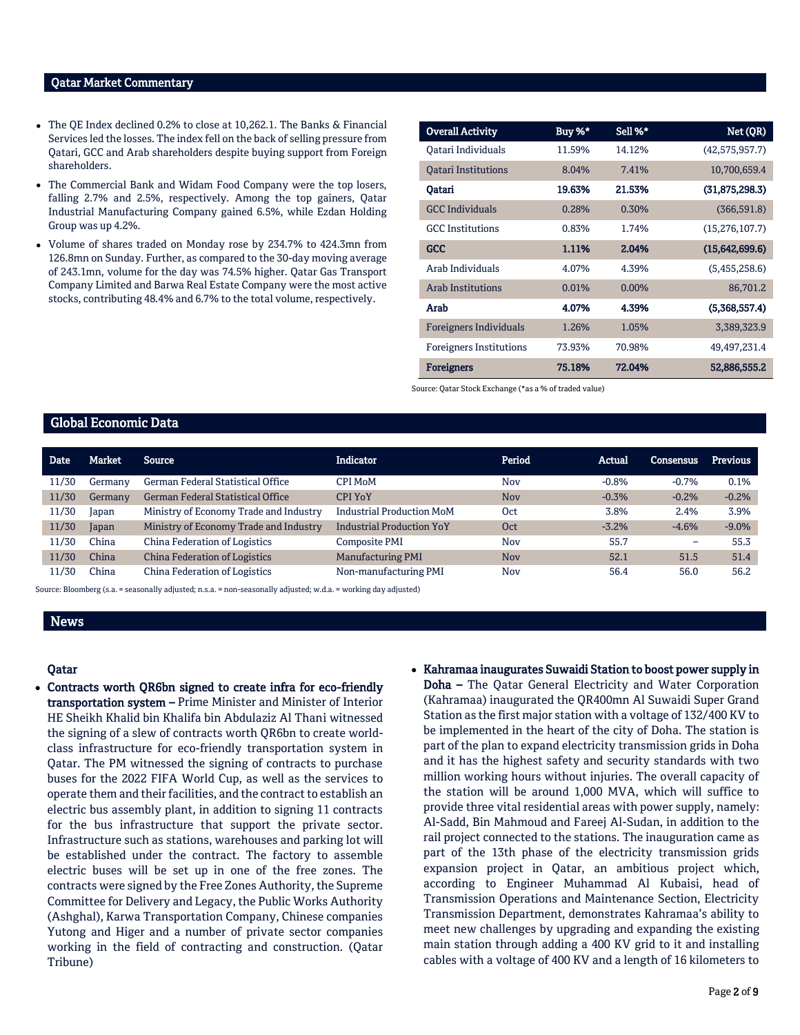## Qatar Market Commentary

- The QE Index declined 0.2% to close at 10,262.1. The Banks & Financial Services led the losses. The index fell on the back of selling pressure from Qatari, GCC and Arab shareholders despite buying support from Foreign shareholders.
- The Commercial Bank and Widam Food Company were the top losers, falling 2.7% and 2.5%, respectively. Among the top gainers, Qatar Industrial Manufacturing Company gained 6.5%, while Ezdan Holding Group was up 4.2%.
- Volume of shares traded on Monday rose by 234.7% to 424.3mn from 126.8mn on Sunday. Further, as compared to the 30-day moving average of 243.1mn, volume for the day was 74.5% higher. Qatar Gas Transport Company Limited and Barwa Real Estate Company were the most active stocks, contributing 48.4% and 6.7% to the total volume, respectively.

| Overall Activity | Buy %* | Sell %* | Net (QR) |
|---|---|---|---|
| Qatari Individuals | 11.59% | 14.12% | (42,575,957.7) |
| Qatari Institutions | 8.04% | 7.41% | 10,700,659.4 |
| **Qatari** | **19.63%** | **21.53%** | **(31,875,298.3)** |
| GCC Individuals | 0.28% | 0.30% | (366,591.8) |
| GCC Institutions | 0.83% | 1.74% | (15,276,107.7) |
| **GCC** | **1.11%** | **2.04%** | **(15,642,699.6)** |
| Arab Individuals | 4.07% | 4.39% | (5,455,258.6) |
| Arab Institutions | 0.01% | 0.00% | 86,701.2 |
| **Arab** | **4.07%** | **4.39%** | **(5,368,557.4)** |
| Foreigners Individuals | 1.26% | 1.05% | 3,389,323.9 |
| Foreigners Institutions | 73.93% | 70.98% | 49,497,231.4 |
| **Foreigners** | **75.18%** | **72.04%** | **52,886,555.2** |

Source: Qatar Stock Exchange (*as a % of traded value)

## Global Economic Data

| Date | Market | Source | Indicator | Period | Actual | Consensus | Previous |
|---|---|---|---|---|---|---|---|
| 11/30 | Germany | German Federal Statistical Office | CPI MoM | Nov | -0.8% | -0.7% | 0.1% |
| 11/30 | Germany | German Federal Statistical Office | CPI YoY | Nov | -0.3% | -0.2% | -0.2% |
| 11/30 | Japan | Ministry of Economy Trade and Industry | Industrial Production MoM | Oct | 3.8% | 2.4% | 3.9% |
| 11/30 | Japan | Ministry of Economy Trade and Industry | Industrial Production YoY | Oct | -3.2% | -4.6% | -9.0% |
| 11/30 | China | China Federation of Logistics | Composite PMI | Nov | 55.7 | – | 55.3 |
| 11/30 | China | China Federation of Logistics | Manufacturing PMI | Nov | 52.1 | 51.5 | 51.4 |
| 11/30 | China | China Federation of Logistics | Non-manufacturing PMI | Nov | 56.4 | 56.0 | 56.2 |

Source: Bloomberg (s.a. = seasonally adjusted; n.s.a. = non-seasonally adjusted; w.d.a. = working day adjusted)

## News

### Qatar

- **Contracts worth QR6bn signed to create infra for eco-friendly transportation system –** Prime Minister and Minister of Interior HE Sheikh Khalid bin Khalifa bin Abdulaziz Al Thani witnessed the signing of a slew of contracts worth QR6bn to create world-class infrastructure for eco-friendly transportation system in Qatar. The PM witnessed the signing of contracts to purchase buses for the 2022 FIFA World Cup, as well as the services to operate them and their facilities, and the contract to establish an electric bus assembly plant, in addition to signing 11 contracts for the bus infrastructure that support the private sector. Infrastructure such as stations, warehouses and parking lot will be established under the contract. The factory to assemble electric buses will be set up in one of the free zones. The contracts were signed by the Free Zones Authority, the Supreme Committee for Delivery and Legacy, the Public Works Authority (Ashghal), Karwa Transportation Company, Chinese companies Yutong and Higer and a number of private sector companies working in the field of contracting and construction. (Qatar Tribune)
- **Kahramaa inaugurates Suwaidi Station to boost power supply in Doha –** The Qatar General Electricity and Water Corporation (Kahramaa) inaugurated the QR400mn Al Suwaidi Super Grand Station as the first major station with a voltage of 132/400 KV to be implemented in the heart of the city of Doha. The station is part of the plan to expand electricity transmission grids in Doha and it has the highest safety and security standards with two million working hours without injuries. The overall capacity of the station will be around 1,000 MVA, which will suffice to provide three vital residential areas with power supply, namely: Al-Sadd, Bin Mahmoud and Fareej Al-Sudan, in addition to the rail project connected to the stations. The inauguration came as part of the 13th phase of the electricity transmission grids expansion project in Qatar, an ambitious project which, according to Engineer Muhammad Al Kubaisi, head of Transmission Operations and Maintenance Section, Electricity Transmission Department, demonstrates Kahramaa's ability to meet new challenges by upgrading and expanding the existing main station through adding a 400 KV grid to it and installing cables with a voltage of 400 KV and a length of 16 kilometers to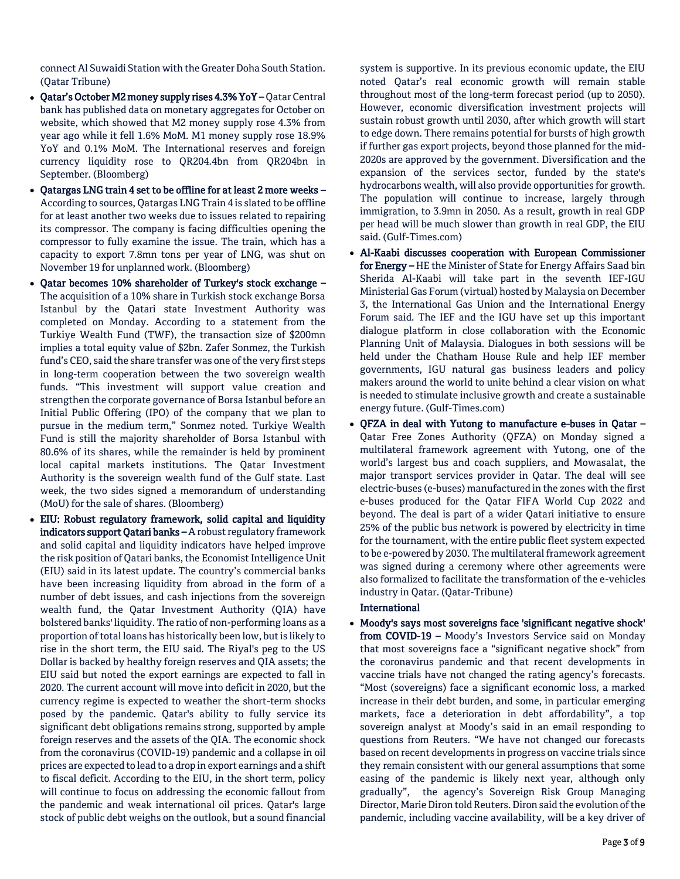connect Al Suwaidi Station with the Greater Doha South Station. (Qatar Tribune)

- **Qatar's October M2 money supply rises 4.3% YoY –** Qatar Central bank has published data on monetary aggregates for October on website, which showed that M2 money supply rose 4.3% from year ago while it fell 1.6% MoM. M1 money supply rose 18.9% YoY and 0.1% MoM. The International reserves and foreign currency liquidity rose to QR204.4bn from QR204bn in September. (Bloomberg)
- **Qatargas LNG train 4 set to be offline for at least 2 more weeks –** According to sources, Qatargas LNG Train 4 is slated to be offline for at least another two weeks due to issues related to repairing its compressor. The company is facing difficulties opening the compressor to fully examine the issue. The train, which has a capacity to export 7.8mn tons per year of LNG, was shut on November 19 for unplanned work. (Bloomberg)
- **Qatar becomes 10% shareholder of Turkey's stock exchange –** The acquisition of a 10% share in Turkish stock exchange Borsa Istanbul by the Qatari state Investment Authority was completed on Monday. According to a statement from the Turkiye Wealth Fund (TWF), the transaction size of $200mn implies a total equity value of $2bn. Zafer Sonmez, the Turkish fund's CEO, said the share transfer was one of the very first steps in long-term cooperation between the two sovereign wealth funds. "This investment will support value creation and strengthen the corporate governance of Borsa Istanbul before an Initial Public Offering (IPO) of the company that we plan to pursue in the medium term," Sonmez noted. Turkiye Wealth Fund is still the majority shareholder of Borsa Istanbul with 80.6% of its shares, while the remainder is held by prominent local capital markets institutions. The Qatar Investment Authority is the sovereign wealth fund of the Gulf state. Last week, the two sides signed a memorandum of understanding (MoU) for the sale of shares. (Bloomberg)
- **EIU: Robust regulatory framework, solid capital and liquidity indicators support Qatari banks –** A robust regulatory framework and solid capital and liquidity indicators have helped improve the risk position of Qatari banks, the Economist Intelligence Unit (EIU) said in its latest update. The country's commercial banks have been increasing liquidity from abroad in the form of a number of debt issues, and cash injections from the sovereign wealth fund, the Qatar Investment Authority (QIA) have bolstered banks' liquidity. The ratio of non-performing loans as a proportion of total loans has historically been low, but is likely to rise in the short term, the EIU said. The Riyal's peg to the US Dollar is backed by healthy foreign reserves and QIA assets; the EIU said but noted the export earnings are expected to fall in 2020. The current account will move into deficit in 2020, but the currency regime is expected to weather the short-term shocks posed by the pandemic. Qatar's ability to fully service its significant debt obligations remains strong, supported by ample foreign reserves and the assets of the QIA. The economic shock from the coronavirus (COVID-19) pandemic and a collapse in oil prices are expected to lead to a drop in export earnings and a shift to fiscal deficit. According to the EIU, in the short term, policy will continue to focus on addressing the economic fallout from the pandemic and weak international oil prices. Qatar's large stock of public debt weighs on the outlook, but a sound financial system is supportive. In its previous economic update, the EIU noted Qatar's real economic growth will remain stable throughout most of the long-term forecast period (up to 2050). However, economic diversification investment projects will sustain robust growth until 2030, after which growth will start to edge down. There remains potential for bursts of high growth if further gas export projects, beyond those planned for the mid-2020s are approved by the government. Diversification and the expansion of the services sector, funded by the state's hydrocarbons wealth, will also provide opportunities for growth. The population will continue to increase, largely through immigration, to 3.9mn in 2050. As a result, growth in real GDP per head will be much slower than growth in real GDP, the EIU said. (Gulf-Times.com)
- **Al-Kaabi discusses cooperation with European Commissioner for Energy –** HE the Minister of State for Energy Affairs Saad bin Sherida Al-Kaabi will take part in the seventh IEF-IGU Ministerial Gas Forum (virtual) hosted by Malaysia on December 3, the International Gas Union and the International Energy Forum said. The IEF and the IGU have set up this important dialogue platform in close collaboration with the Economic Planning Unit of Malaysia. Dialogues in both sessions will be held under the Chatham House Rule and help IEF member governments, IGU natural gas business leaders and policy makers around the world to unite behind a clear vision on what is needed to stimulate inclusive growth and create a sustainable energy future. (Gulf-Times.com)
- **QFZA in deal with Yutong to manufacture e-buses in Qatar –** Qatar Free Zones Authority (QFZA) on Monday signed a multilateral framework agreement with Yutong, one of the world's largest bus and coach suppliers, and Mowasalat, the major transport services provider in Qatar. The deal will see electric-buses (e-buses) manufactured in the zones with the first e-buses produced for the Qatar FIFA World Cup 2022 and beyond. The deal is part of a wider Qatari initiative to ensure 25% of the public bus network is powered by electricity in time for the tournament, with the entire public fleet system expected to be e-powered by 2030. The multilateral framework agreement was signed during a ceremony where other agreements were also formalized to facilitate the transformation of the e-vehicles industry in Qatar. (Qatar-Tribune)

## International

- **Moody's says most sovereigns face 'significant negative shock' from COVID-19 –** Moody's Investors Service said on Monday that most sovereigns face a "significant negative shock" from the coronavirus pandemic and that recent developments in vaccine trials have not changed the rating agency's forecasts. "Most (sovereigns) face a significant economic loss, a marked increase in their debt burden, and some, in particular emerging markets, face a deterioration in debt affordability", a top sovereign analyst at Moody's said in an email responding to questions from Reuters. "We have not changed our forecasts based on recent developments in progress on vaccine trials since they remain consistent with our general assumptions that some easing of the pandemic is likely next year, although only gradually", the agency's Sovereign Risk Group Managing Director, Marie Diron told Reuters. Diron said the evolution of the pandemic, including vaccine availability, will be a key driver of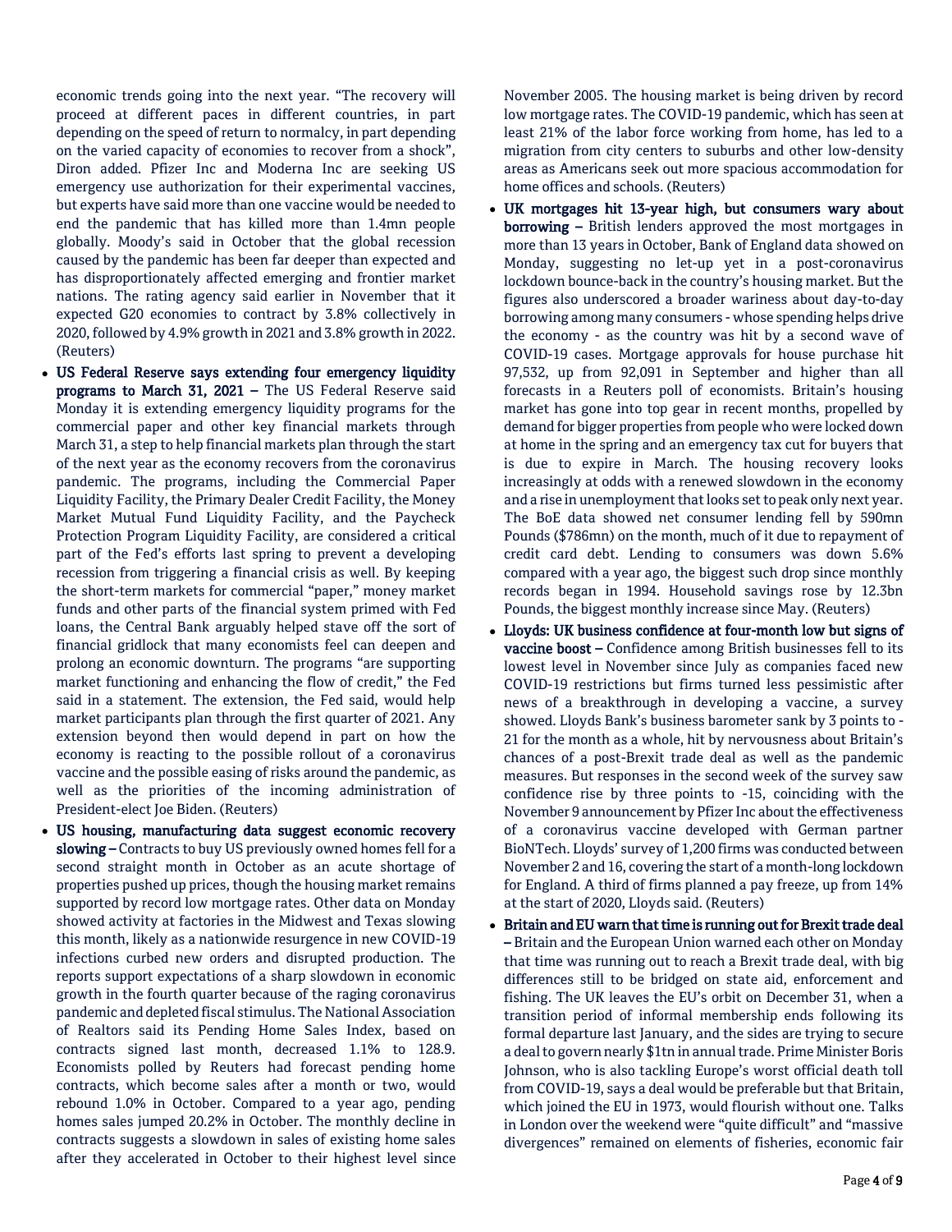economic trends going into the next year. "The recovery will proceed at different paces in different countries, in part depending on the speed of return to normalcy, in part depending on the varied capacity of economies to recover from a shock", Diron added. Pfizer Inc and Moderna Inc are seeking US emergency use authorization for their experimental vaccines, but experts have said more than one vaccine would be needed to end the pandemic that has killed more than 1.4mn people globally. Moody's said in October that the global recession caused by the pandemic has been far deeper than expected and has disproportionately affected emerging and frontier market nations. The rating agency said earlier in November that it expected G20 economies to contract by 3.8% collectively in 2020, followed by 4.9% growth in 2021 and 3.8% growth in 2022. (Reuters)

- **US Federal Reserve says extending four emergency liquidity programs to March 31, 2021 –** The US Federal Reserve said Monday it is extending emergency liquidity programs for the commercial paper and other key financial markets through March 31, a step to help financial markets plan through the start of the next year as the economy recovers from the coronavirus pandemic. The programs, including the Commercial Paper Liquidity Facility, the Primary Dealer Credit Facility, the Money Market Mutual Fund Liquidity Facility, and the Paycheck Protection Program Liquidity Facility, are considered a critical part of the Fed's efforts last spring to prevent a developing recession from triggering a financial crisis as well. By keeping the short-term markets for commercial "paper," money market funds and other parts of the financial system primed with Fed loans, the Central Bank arguably helped stave off the sort of financial gridlock that many economists feel can deepen and prolong an economic downturn. The programs "are supporting market functioning and enhancing the flow of credit," the Fed said in a statement. The extension, the Fed said, would help market participants plan through the first quarter of 2021. Any extension beyond then would depend in part on how the economy is reacting to the possible rollout of a coronavirus vaccine and the possible easing of risks around the pandemic, as well as the priorities of the incoming administration of President-elect Joe Biden. (Reuters)
- **US housing, manufacturing data suggest economic recovery slowing –** Contracts to buy US previously owned homes fell for a second straight month in October as an acute shortage of properties pushed up prices, though the housing market remains supported by record low mortgage rates. Other data on Monday showed activity at factories in the Midwest and Texas slowing this month, likely as a nationwide resurgence in new COVID-19 infections curbed new orders and disrupted production. The reports support expectations of a sharp slowdown in economic growth in the fourth quarter because of the raging coronavirus pandemic and depleted fiscal stimulus. The National Association of Realtors said its Pending Home Sales Index, based on contracts signed last month, decreased 1.1% to 128.9. Economists polled by Reuters had forecast pending home contracts, which become sales after a month or two, would rebound 1.0% in October. Compared to a year ago, pending homes sales jumped 20.2% in October. The monthly decline in contracts suggests a slowdown in sales of existing home sales after they accelerated in October to their highest level since November 2005. The housing market is being driven by record low mortgage rates. The COVID-19 pandemic, which has seen at least 21% of the labor force working from home, has led to a migration from city centers to suburbs and other low-density areas as Americans seek out more spacious accommodation for home offices and schools. (Reuters)
- **UK mortgages hit 13-year high, but consumers wary about borrowing –** British lenders approved the most mortgages in more than 13 years in October, Bank of England data showed on Monday, suggesting no let-up yet in a post-coronavirus lockdown bounce-back in the country's housing market. But the figures also underscored a broader wariness about day-to-day borrowing among many consumers - whose spending helps drive the economy - as the country was hit by a second wave of COVID-19 cases. Mortgage approvals for house purchase hit 97,532, up from 92,091 in September and higher than all forecasts in a Reuters poll of economists. Britain's housing market has gone into top gear in recent months, propelled by demand for bigger properties from people who were locked down at home in the spring and an emergency tax cut for buyers that is due to expire in March. The housing recovery looks increasingly at odds with a renewed slowdown in the economy and a rise in unemployment that looks set to peak only next year. The BoE data showed net consumer lending fell by 590mn Pounds ($786mn) on the month, much of it due to repayment of credit card debt. Lending to consumers was down 5.6% compared with a year ago, the biggest such drop since monthly records began in 1994. Household savings rose by 12.3bn Pounds, the biggest monthly increase since May. (Reuters)
- **Lloyds: UK business confidence at four-month low but signs of vaccine boost –** Confidence among British businesses fell to its lowest level in November since July as companies faced new COVID-19 restrictions but firms turned less pessimistic after news of a breakthrough in developing a vaccine, a survey showed. Lloyds Bank's business barometer sank by 3 points to -21 for the month as a whole, hit by nervousness about Britain's chances of a post-Brexit trade deal as well as the pandemic measures. But responses in the second week of the survey saw confidence rise by three points to -15, coinciding with the November 9 announcement by Pfizer Inc about the effectiveness of a coronavirus vaccine developed with German partner BioNTech. Lloyds' survey of 1,200 firms was conducted between November 2 and 16, covering the start of a month-long lockdown for England. A third of firms planned a pay freeze, up from 14% at the start of 2020, Lloyds said. (Reuters)
- **Britain and EU warn that time is running out for Brexit trade deal –** Britain and the European Union warned each other on Monday that time was running out to reach a Brexit trade deal, with big differences still to be bridged on state aid, enforcement and fishing. The UK leaves the EU's orbit on December 31, when a transition period of informal membership ends following its formal departure last January, and the sides are trying to secure a deal to govern nearly $1tn in annual trade. Prime Minister Boris Johnson, who is also tackling Europe's worst official death toll from COVID-19, says a deal would be preferable but that Britain, which joined the EU in 1973, would flourish without one. Talks in London over the weekend were "quite difficult" and "massive divergences" remained on elements of fisheries, economic fair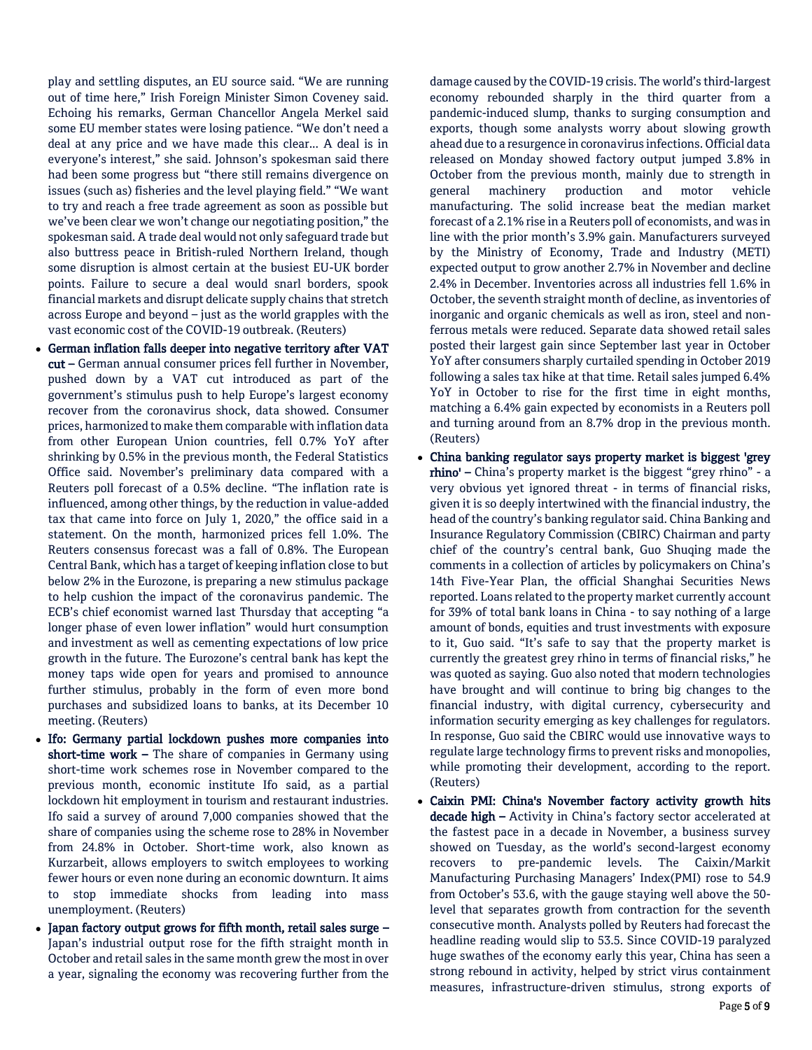play and settling disputes, an EU source said. "We are running out of time here," Irish Foreign Minister Simon Coveney said. Echoing his remarks, German Chancellor Angela Merkel said some EU member states were losing patience. "We don't need a deal at any price and we have made this clear… A deal is in everyone's interest," she said. Johnson's spokesman said there had been some progress but "there still remains divergence on issues (such as) fisheries and the level playing field." "We want to try and reach a free trade agreement as soon as possible but we've been clear we won't change our negotiating position," the spokesman said. A trade deal would not only safeguard trade but also buttress peace in British-ruled Northern Ireland, though some disruption is almost certain at the busiest EU-UK border points. Failure to secure a deal would snarl borders, spook financial markets and disrupt delicate supply chains that stretch across Europe and beyond – just as the world grapples with the vast economic cost of the COVID-19 outbreak. (Reuters)

- **German inflation falls deeper into negative territory after VAT cut –** German annual consumer prices fell further in November, pushed down by a VAT cut introduced as part of the government's stimulus push to help Europe's largest economy recover from the coronavirus shock, data showed. Consumer prices, harmonized to make them comparable with inflation data from other European Union countries, fell 0.7% YoY after shrinking by 0.5% in the previous month, the Federal Statistics Office said. November's preliminary data compared with a Reuters poll forecast of a 0.5% decline. "The inflation rate is influenced, among other things, by the reduction in value-added tax that came into force on July 1, 2020," the office said in a statement. On the month, harmonized prices fell 1.0%. The Reuters consensus forecast was a fall of 0.8%. The European Central Bank, which has a target of keeping inflation close to but below 2% in the Eurozone, is preparing a new stimulus package to help cushion the impact of the coronavirus pandemic. The ECB's chief economist warned last Thursday that accepting "a longer phase of even lower inflation" would hurt consumption and investment as well as cementing expectations of low price growth in the future. The Eurozone's central bank has kept the money taps wide open for years and promised to announce further stimulus, probably in the form of even more bond purchases and subsidized loans to banks, at its December 10 meeting. (Reuters)
- **Ifo: Germany partial lockdown pushes more companies into short-time work –** The share of companies in Germany using short-time work schemes rose in November compared to the previous month, economic institute Ifo said, as a partial lockdown hit employment in tourism and restaurant industries. Ifo said a survey of around 7,000 companies showed that the share of companies using the scheme rose to 28% in November from 24.8% in October. Short-time work, also known as Kurzarbeit, allows employers to switch employees to working fewer hours or even none during an economic downturn. It aims to stop immediate shocks from leading into mass unemployment. (Reuters)
- **Japan factory output grows for fifth month, retail sales surge –** Japan's industrial output rose for the fifth straight month in October and retail sales in the same month grew the most in over a year, signaling the economy was recovering further from the damage caused by the COVID-19 crisis. The world's third-largest economy rebounded sharply in the third quarter from a pandemic-induced slump, thanks to surging consumption and exports, though some analysts worry about slowing growth ahead due to a resurgence in coronavirus infections. Official data released on Monday showed factory output jumped 3.8% in October from the previous month, mainly due to strength in general machinery production and motor vehicle manufacturing. The solid increase beat the median market forecast of a 2.1% rise in a Reuters poll of economists, and was in line with the prior month's 3.9% gain. Manufacturers surveyed by the Ministry of Economy, Trade and Industry (METI) expected output to grow another 2.7% in November and decline 2.4% in December. Inventories across all industries fell 1.6% in October, the seventh straight month of decline, as inventories of inorganic and organic chemicals as well as iron, steel and non-ferrous metals were reduced. Separate data showed retail sales posted their largest gain since September last year in October YoY after consumers sharply curtailed spending in October 2019 following a sales tax hike at that time. Retail sales jumped 6.4% YoY in October to rise for the first time in eight months, matching a 6.4% gain expected by economists in a Reuters poll and turning around from an 8.7% drop in the previous month. (Reuters)
- **China banking regulator says property market is biggest 'grey rhino' –** China's property market is the biggest "grey rhino" - a very obvious yet ignored threat - in terms of financial risks, given it is so deeply intertwined with the financial industry, the head of the country's banking regulator said. China Banking and Insurance Regulatory Commission (CBIRC) Chairman and party chief of the country's central bank, Guo Shuqing made the comments in a collection of articles by policymakers on China's 14th Five-Year Plan, the official Shanghai Securities News reported. Loans related to the property market currently account for 39% of total bank loans in China - to say nothing of a large amount of bonds, equities and trust investments with exposure to it, Guo said. "It's safe to say that the property market is currently the greatest grey rhino in terms of financial risks," he was quoted as saying. Guo also noted that modern technologies have brought and will continue to bring big changes to the financial industry, with digital currency, cybersecurity and information security emerging as key challenges for regulators. In response, Guo said the CBIRC would use innovative ways to regulate large technology firms to prevent risks and monopolies, while promoting their development, according to the report. (Reuters)
- **Caixin PMI: China's November factory activity growth hits decade high –** Activity in China's factory sector accelerated at the fastest pace in a decade in November, a business survey showed on Tuesday, as the world's second-largest economy recovers to pre-pandemic levels. The Caixin/Markit Manufacturing Purchasing Managers' Index(PMI) rose to 54.9 from October's 53.6, with the gauge staying well above the 50-level that separates growth from contraction for the seventh consecutive month. Analysts polled by Reuters had forecast the headline reading would slip to 53.5. Since COVID-19 paralyzed huge swathes of the economy early this year, China has seen a strong rebound in activity, helped by strict virus containment measures, infrastructure-driven stimulus, strong exports of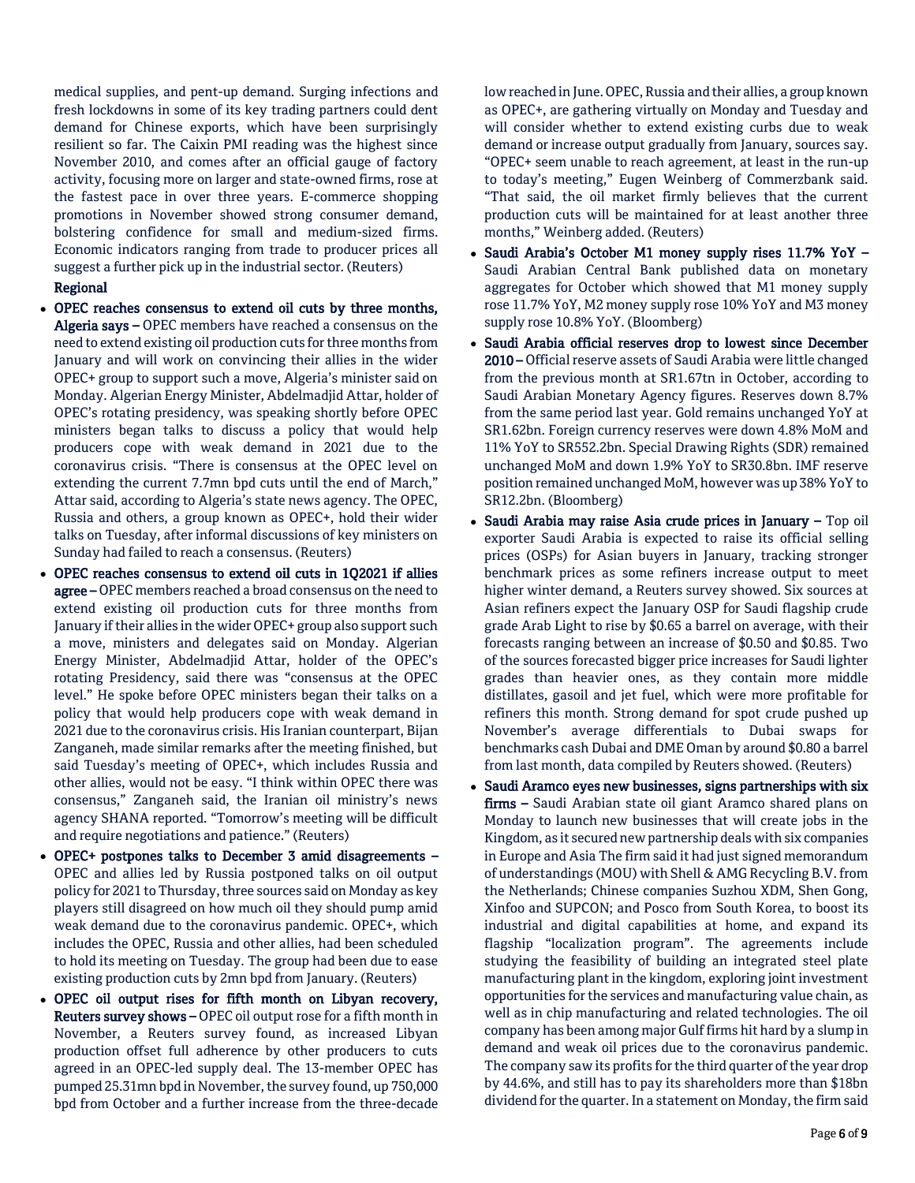medical supplies, and pent-up demand. Surging infections and fresh lockdowns in some of its key trading partners could dent demand for Chinese exports, which have been surprisingly resilient so far. The Caixin PMI reading was the highest since November 2010, and comes after an official gauge of factory activity, focusing more on larger and state-owned firms, rose at the fastest pace in over three years. E-commerce shopping promotions in November showed strong consumer demand, bolstering confidence for small and medium-sized firms. Economic indicators ranging from trade to producer prices all suggest a further pick up in the industrial sector. (Reuters)

**Regional**

- **OPEC reaches consensus to extend oil cuts by three months, Algeria says –** OPEC members have reached a consensus on the need to extend existing oil production cuts for three months from January and will work on convincing their allies in the wider OPEC+ group to support such a move, Algeria's minister said on Monday. Algerian Energy Minister, Abdelmadjid Attar, holder of OPEC's rotating presidency, was speaking shortly before OPEC ministers began talks to discuss a policy that would help producers cope with weak demand in 2021 due to the coronavirus crisis. "There is consensus at the OPEC level on extending the current 7.7mn bpd cuts until the end of March," Attar said, according to Algeria's state news agency. The OPEC, Russia and others, a group known as OPEC+, hold their wider talks on Tuesday, after informal discussions of key ministers on Sunday had failed to reach a consensus. (Reuters)
- **OPEC reaches consensus to extend oil cuts in 1Q2021 if allies agree –** OPEC members reached a broad consensus on the need to extend existing oil production cuts for three months from January if their allies in the wider OPEC+ group also support such a move, ministers and delegates said on Monday. Algerian Energy Minister, Abdelmadjid Attar, holder of the OPEC's rotating Presidency, said there was "consensus at the OPEC level." He spoke before OPEC ministers began their talks on a policy that would help producers cope with weak demand in 2021 due to the coronavirus crisis. His Iranian counterpart, Bijan Zanganeh, made similar remarks after the meeting finished, but said Tuesday's meeting of OPEC+, which includes Russia and other allies, would not be easy. "I think within OPEC there was consensus," Zanganeh said, the Iranian oil ministry's news agency SHANA reported. "Tomorrow's meeting will be difficult and require negotiations and patience." (Reuters)
- **OPEC+ postpones talks to December 3 amid disagreements –** OPEC and allies led by Russia postponed talks on oil output policy for 2021 to Thursday, three sources said on Monday as key players still disagreed on how much oil they should pump amid weak demand due to the coronavirus pandemic. OPEC+, which includes the OPEC, Russia and other allies, had been scheduled to hold its meeting on Tuesday. The group had been due to ease existing production cuts by 2mn bpd from January. (Reuters)
- **OPEC oil output rises for fifth month on Libyan recovery, Reuters survey shows –** OPEC oil output rose for a fifth month in November, a Reuters survey found, as increased Libyan production offset full adherence by other producers to cuts agreed in an OPEC-led supply deal. The 13-member OPEC has pumped 25.31mn bpd in November, the survey found, up 750,000 bpd from October and a further increase from the three-decade low reached in June. OPEC, Russia and their allies, a group known as OPEC+, are gathering virtually on Monday and Tuesday and will consider whether to extend existing curbs due to weak demand or increase output gradually from January, sources say. "OPEC+ seem unable to reach agreement, at least in the run-up to today's meeting," Eugen Weinberg of Commerzbank said. "That said, the oil market firmly believes that the current production cuts will be maintained for at least another three months," Weinberg added. (Reuters)
- **Saudi Arabia's October M1 money supply rises 11.7% YoY –** Saudi Arabian Central Bank published data on monetary aggregates for October which showed that M1 money supply rose 11.7% YoY, M2 money supply rose 10% YoY and M3 money supply rose 10.8% YoY. (Bloomberg)
- **Saudi Arabia official reserves drop to lowest since December 2010 –** Official reserve assets of Saudi Arabia were little changed from the previous month at SR1.67tn in October, according to Saudi Arabian Monetary Agency figures. Reserves down 8.7% from the same period last year. Gold remains unchanged YoY at SR1.62bn. Foreign currency reserves were down 4.8% MoM and 11% YoY to SR552.2bn. Special Drawing Rights (SDR) remained unchanged MoM and down 1.9% YoY to SR30.8bn. IMF reserve position remained unchanged MoM, however was up 38% YoY to SR12.2bn. (Bloomberg)
- **Saudi Arabia may raise Asia crude prices in January –** Top oil exporter Saudi Arabia is expected to raise its official selling prices (OSPs) for Asian buyers in January, tracking stronger benchmark prices as some refiners increase output to meet higher winter demand, a Reuters survey showed. Six sources at Asian refiners expect the January OSP for Saudi flagship crude grade Arab Light to rise by $0.65 a barrel on average, with their forecasts ranging between an increase of $0.50 and $0.85. Two of the sources forecasted bigger price increases for Saudi lighter grades than heavier ones, as they contain more middle distillates, gasoil and jet fuel, which were more profitable for refiners this month. Strong demand for spot crude pushed up November's average differentials to Dubai swaps for benchmarks cash Dubai and DME Oman by around $0.80 a barrel from last month, data compiled by Reuters showed. (Reuters)
- **Saudi Aramco eyes new businesses, signs partnerships with six firms –** Saudi Arabian state oil giant Aramco shared plans on Monday to launch new businesses that will create jobs in the Kingdom, as it secured new partnership deals with six companies in Europe and Asia The firm said it had just signed memorandum of understandings (MOU) with Shell & AMG Recycling B.V. from the Netherlands; Chinese companies Suzhou XDM, Shen Gong, Xinfoo and SUPCON; and Posco from South Korea, to boost its industrial and digital capabilities at home, and expand its flagship "localization program". The agreements include studying the feasibility of building an integrated steel plate manufacturing plant in the kingdom, exploring joint investment opportunities for the services and manufacturing value chain, as well as in chip manufacturing and related technologies. The oil company has been among major Gulf firms hit hard by a slump in demand and weak oil prices due to the coronavirus pandemic. The company saw its profits for the third quarter of the year drop by 44.6%, and still has to pay its shareholders more than $18bn dividend for the quarter. In a statement on Monday, the firm said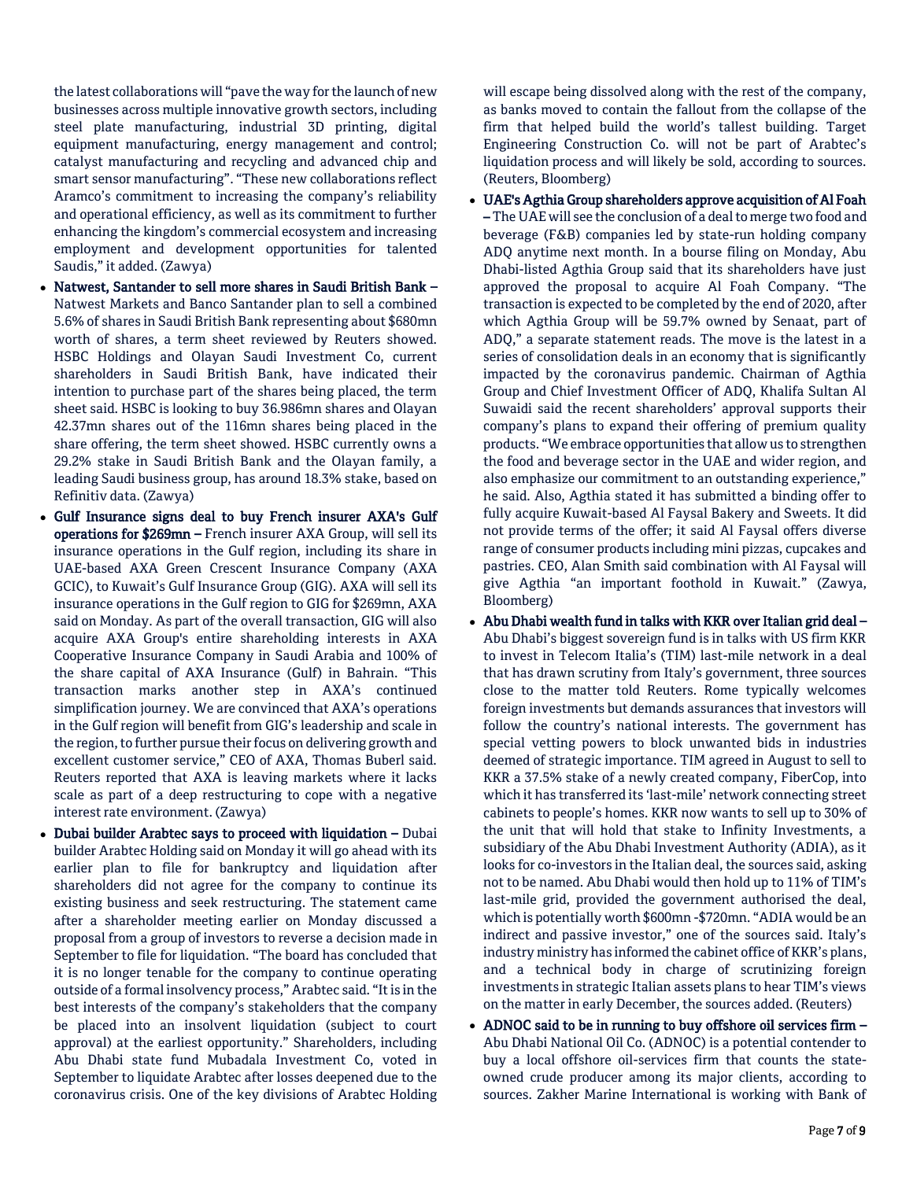the latest collaborations will "pave the way for the launch of new businesses across multiple innovative growth sectors, including steel plate manufacturing, industrial 3D printing, digital equipment manufacturing, energy management and control; catalyst manufacturing and recycling and advanced chip and smart sensor manufacturing". "These new collaborations reflect Aramco's commitment to increasing the company's reliability and operational efficiency, as well as its commitment to further enhancing the kingdom's commercial ecosystem and increasing employment and development opportunities for talented Saudis," it added. (Zawya)

- **Natwest, Santander to sell more shares in Saudi British Bank –** Natwest Markets and Banco Santander plan to sell a combined 5.6% of shares in Saudi British Bank representing about $680mn worth of shares, a term sheet reviewed by Reuters showed. HSBC Holdings and Olayan Saudi Investment Co, current shareholders in Saudi British Bank, have indicated their intention to purchase part of the shares being placed, the term sheet said. HSBC is looking to buy 36.986mn shares and Olayan 42.37mn shares out of the 116mn shares being placed in the share offering, the term sheet showed. HSBC currently owns a 29.2% stake in Saudi British Bank and the Olayan family, a leading Saudi business group, has around 18.3% stake, based on Refinitiv data. (Zawya)
- **Gulf Insurance signs deal to buy French insurer AXA's Gulf operations for $269mn –** French insurer AXA Group, will sell its insurance operations in the Gulf region, including its share in UAE-based AXA Green Crescent Insurance Company (AXA GCIC), to Kuwait's Gulf Insurance Group (GIG). AXA will sell its insurance operations in the Gulf region to GIG for $269mn, AXA said on Monday. As part of the overall transaction, GIG will also acquire AXA Group's entire shareholding interests in AXA Cooperative Insurance Company in Saudi Arabia and 100% of the share capital of AXA Insurance (Gulf) in Bahrain. "This transaction marks another step in AXA's continued simplification journey. We are convinced that AXA's operations in the Gulf region will benefit from GIG's leadership and scale in the region, to further pursue their focus on delivering growth and excellent customer service," CEO of AXA, Thomas Buberl said. Reuters reported that AXA is leaving markets where it lacks scale as part of a deep restructuring to cope with a negative interest rate environment. (Zawya)
- **Dubai builder Arabtec says to proceed with liquidation –** Dubai builder Arabtec Holding said on Monday it will go ahead with its earlier plan to file for bankruptcy and liquidation after shareholders did not agree for the company to continue its existing business and seek restructuring. The statement came after a shareholder meeting earlier on Monday discussed a proposal from a group of investors to reverse a decision made in September to file for liquidation. "The board has concluded that it is no longer tenable for the company to continue operating outside of a formal insolvency process," Arabtec said. "It is in the best interests of the company's stakeholders that the company be placed into an insolvent liquidation (subject to court approval) at the earliest opportunity." Shareholders, including Abu Dhabi state fund Mubadala Investment Co, voted in September to liquidate Arabtec after losses deepened due to the coronavirus crisis. One of the key divisions of Arabtec Holding will escape being dissolved along with the rest of the company, as banks moved to contain the fallout from the collapse of the firm that helped build the world's tallest building. Target Engineering Construction Co. will not be part of Arabtec's liquidation process and will likely be sold, according to sources. (Reuters, Bloomberg)
- **UAE's Agthia Group shareholders approve acquisition of Al Foah –** The UAE will see the conclusion of a deal to merge two food and beverage (F&B) companies led by state-run holding company ADQ anytime next month. In a bourse filing on Monday, Abu Dhabi-listed Agthia Group said that its shareholders have just approved the proposal to acquire Al Foah Company. "The transaction is expected to be completed by the end of 2020, after which Agthia Group will be 59.7% owned by Senaat, part of ADQ," a separate statement reads. The move is the latest in a series of consolidation deals in an economy that is significantly impacted by the coronavirus pandemic. Chairman of Agthia Group and Chief Investment Officer of ADQ, Khalifa Sultan Al Suwaidi said the recent shareholders' approval supports their company's plans to expand their offering of premium quality products. "We embrace opportunities that allow us to strengthen the food and beverage sector in the UAE and wider region, and also emphasize our commitment to an outstanding experience," he said. Also, Agthia stated it has submitted a binding offer to fully acquire Kuwait-based Al Faysal Bakery and Sweets. It did not provide terms of the offer; it said Al Faysal offers diverse range of consumer products including mini pizzas, cupcakes and pastries. CEO, Alan Smith said combination with Al Faysal will give Agthia "an important foothold in Kuwait." (Zawya, Bloomberg)
- **Abu Dhabi wealth fund in talks with KKR over Italian grid deal –** Abu Dhabi's biggest sovereign fund is in talks with US firm KKR to invest in Telecom Italia's (TIM) last-mile network in a deal that has drawn scrutiny from Italy's government, three sources close to the matter told Reuters. Rome typically welcomes foreign investments but demands assurances that investors will follow the country's national interests. The government has special vetting powers to block unwanted bids in industries deemed of strategic importance. TIM agreed in August to sell to KKR a 37.5% stake of a newly created company, FiberCop, into which it has transferred its 'last-mile' network connecting street cabinets to people's homes. KKR now wants to sell up to 30% of the unit that will hold that stake to Infinity Investments, a subsidiary of the Abu Dhabi Investment Authority (ADIA), as it looks for co-investors in the Italian deal, the sources said, asking not to be named. Abu Dhabi would then hold up to 11% of TIM's last-mile grid, provided the government authorised the deal, which is potentially worth $600mn -$720mn. "ADIA would be an indirect and passive investor," one of the sources said. Italy's industry ministry has informed the cabinet office of KKR's plans, and a technical body in charge of scrutinizing foreign investments in strategic Italian assets plans to hear TIM's views on the matter in early December, the sources added. (Reuters)
- **ADNOC said to be in running to buy offshore oil services firm –** Abu Dhabi National Oil Co. (ADNOC) is a potential contender to buy a local offshore oil-services firm that counts the state-owned crude producer among its major clients, according to sources. Zakher Marine International is working with Bank of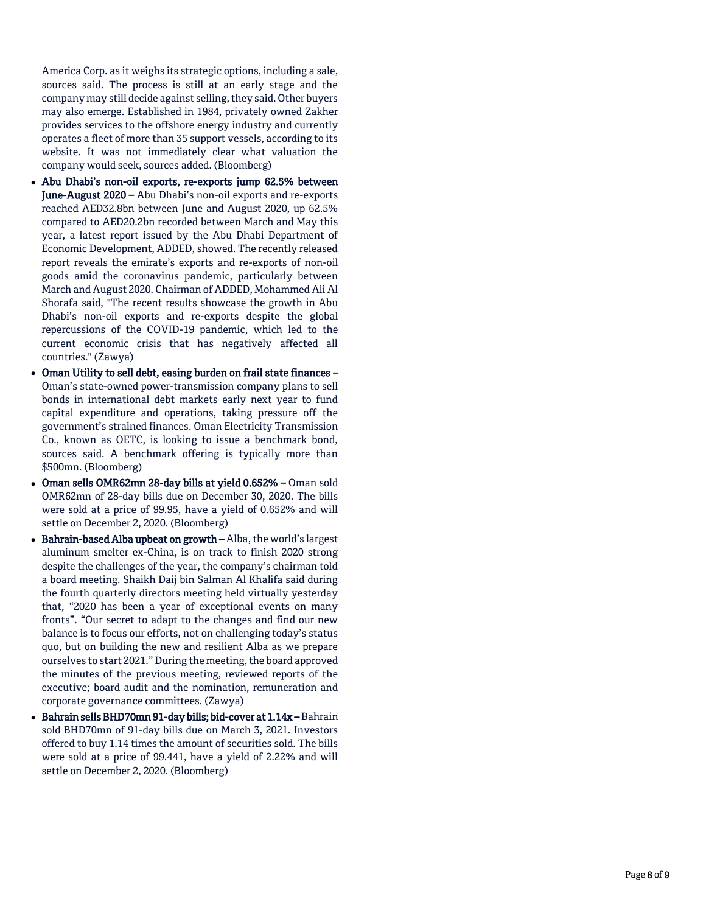America Corp. as it weighs its strategic options, including a sale, sources said. The process is still at an early stage and the company may still decide against selling, they said. Other buyers may also emerge. Established in 1984, privately owned Zakher provides services to the offshore energy industry and currently operates a fleet of more than 35 support vessels, according to its website. It was not immediately clear what valuation the company would seek, sources added. (Bloomberg)

- **Abu Dhabi's non-oil exports, re-exports jump 62.5% between June-August 2020 –** Abu Dhabi's non-oil exports and re-exports reached AED32.8bn between June and August 2020, up 62.5% compared to AED20.2bn recorded between March and May this year, a latest report issued by the Abu Dhabi Department of Economic Development, ADDED, showed. The recently released report reveals the emirate's exports and re-exports of non-oil goods amid the coronavirus pandemic, particularly between March and August 2020. Chairman of ADDED, Mohammed Ali Al Shorafa said, "The recent results showcase the growth in Abu Dhabi's non-oil exports and re-exports despite the global repercussions of the COVID-19 pandemic, which led to the current economic crisis that has negatively affected all countries." (Zawya)
- **Oman Utility to sell debt, easing burden on frail state finances –** Oman's state-owned power-transmission company plans to sell bonds in international debt markets early next year to fund capital expenditure and operations, taking pressure off the government's strained finances. Oman Electricity Transmission Co., known as OETC, is looking to issue a benchmark bond, sources said. A benchmark offering is typically more than $500mn. (Bloomberg)
- **Oman sells OMR62mn 28-day bills at yield 0.652% –** Oman sold OMR62mn of 28-day bills due on December 30, 2020. The bills were sold at a price of 99.95, have a yield of 0.652% and will settle on December 2, 2020. (Bloomberg)
- **Bahrain-based Alba upbeat on growth –** Alba, the world's largest aluminum smelter ex-China, is on track to finish 2020 strong despite the challenges of the year, the company's chairman told a board meeting. Shaikh Daij bin Salman Al Khalifa said during the fourth quarterly directors meeting held virtually yesterday that, "2020 has been a year of exceptional events on many fronts". "Our secret to adapt to the changes and find our new balance is to focus our efforts, not on challenging today's status quo, but on building the new and resilient Alba as we prepare ourselves to start 2021." During the meeting, the board approved the minutes of the previous meeting, reviewed reports of the executive; board audit and the nomination, remuneration and corporate governance committees. (Zawya)
- **Bahrain sells BHD70mn 91-day bills; bid-cover at 1.14x –** Bahrain sold BHD70mn of 91-day bills due on March 3, 2021. Investors offered to buy 1.14 times the amount of securities sold. The bills were sold at a price of 99.441, have a yield of 2.22% and will settle on December 2, 2020. (Bloomberg)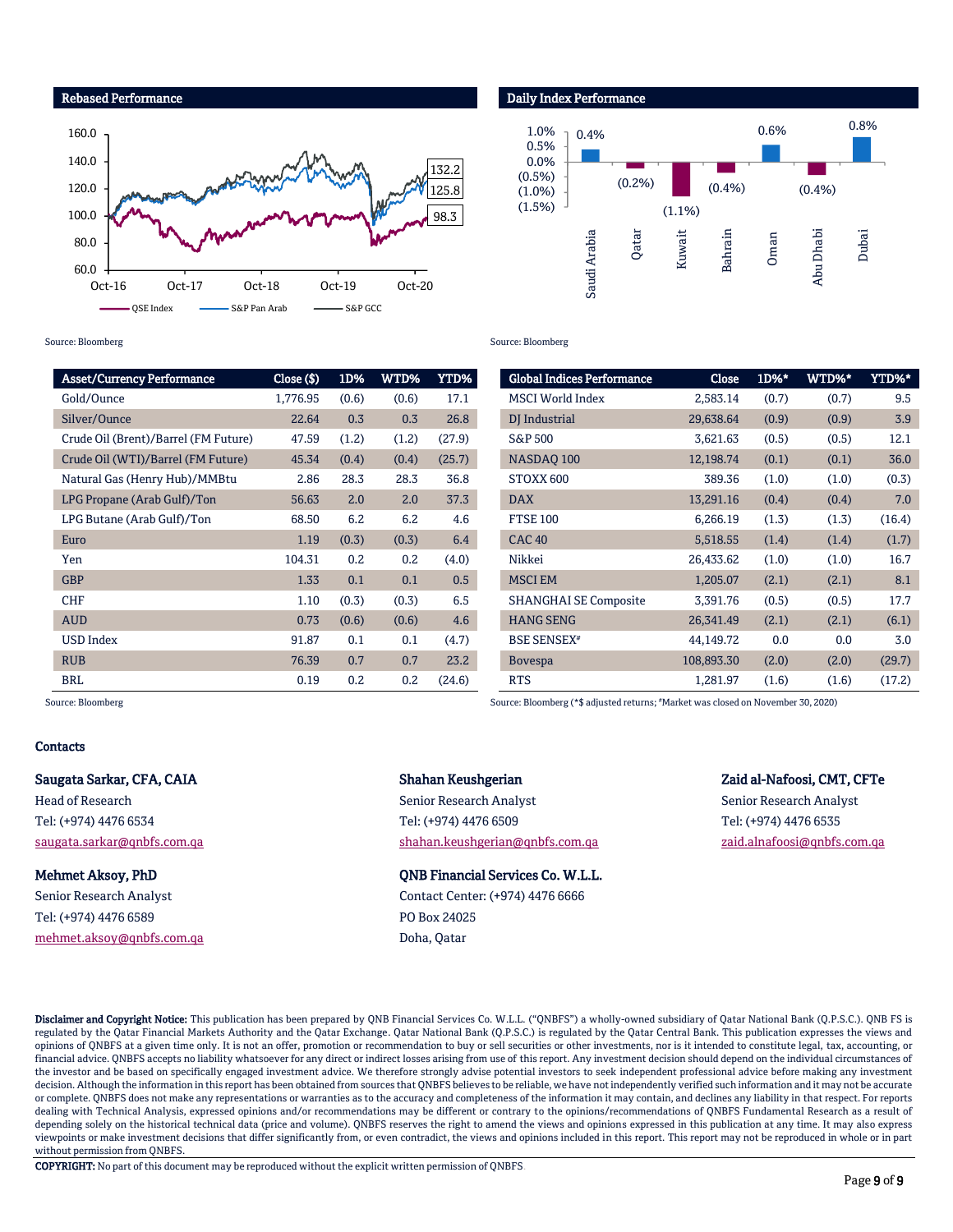## Rebased Performance

160.0
140.0
120.0
100.0
80.0
60.0

Oct-16 Oct-17 Oct-18 Oct-19 Oct-20

132.2
125.8
98.3

QSE Index S&P Pan Arab S&P GCC

Source: Bloomberg

## Daily Index Performance

1.0%
0.5%
0.0%
(0.5%)
(1.0%)
(1.5%)

0.4% (0.2%) (1.1%) (0.4%) 0.6% (0.4%) 0.8%

Saudi Arabia Qatar Kuwait Bahrain Oman Abu Dhabi Dubai

Source: Bloomberg

| Asset/Currency Performance | Close ($) | 1D% | WTD% | YTD% |
|---|---|---|---|---|
| Gold/Ounce | 1,776.95 | (0.6) | (0.6) | 17.1 |
| Silver/Ounce | 22.64 | 0.3 | 0.3 | 26.8 |
| Crude Oil (Brent)/Barrel (FM Future) | 47.59 | (1.2) | (1.2) | (27.9) |
| Crude Oil (WTI)/Barrel (FM Future) | 45.34 | (0.4) | (0.4) | (25.7) |
| Natural Gas (Henry Hub)/MMBtu | 2.86 | 28.3 | 28.3 | 36.8 |
| LPG Propane (Arab Gulf)/Ton | 56.63 | 2.0 | 2.0 | 37.3 |
| LPG Butane (Arab Gulf)/Ton | 68.50 | 6.2 | 6.2 | 4.6 |
| Euro | 1.19 | (0.3) | (0.3) | 6.4 |
| Yen | 104.31 | 0.2 | 0.2 | (4.0) |
| GBP | 1.33 | 0.1 | 0.1 | 0.5 |
| CHF | 1.10 | (0.3) | (0.3) | 6.5 |
| AUD | 0.73 | (0.6) | (0.6) | 4.6 |
| USD Index | 91.87 | 0.1 | 0.1 | (4.7) |
| RUB | 76.39 | 0.7 | 0.7 | 23.2 |
| BRL | 0.19 | 0.2 | 0.2 | (24.6) |

Source: Bloomberg

| Global Indices Performance | Close | 1D%* | WTD%* | YTD%* |
|---|---|---|---|---|
| MSCI World Index | 2,583.14 | (0.7) | (0.7) | 9.5 |
| DJ Industrial | 29,638.64 | (0.9) | (0.9) | 3.9 |
| S&P 500 | 3,621.63 | (0.5) | (0.5) | 12.1 |
| NASDAQ 100 | 12,198.74 | (0.1) | (0.1) | 36.0 |
| STOXX 600 | 389.36 | (1.0) | (1.0) | (0.3) |
| DAX | 13,291.16 | (0.4) | (0.4) | 7.0 |
| FTSE 100 | 6,266.19 | (1.3) | (1.3) | (16.4) |
| CAC 40 | 5,518.55 | (1.4) | (1.4) | (1.7) |
| Nikkei | 26,433.62 | (1.0) | (1.0) | 16.7 |
| MSCI EM | 1,205.07 | (2.1) | (2.1) | 8.1 |
| SHANGHAI SE Composite | 3,391.76 | (0.5) | (0.5) | 17.7 |
| HANG SENG | 26,341.49 | (2.1) | (2.1) | (6.1) |
| BSE SENSEX# | 44,149.72 | 0.0 | 0.0 | 3.0 |
| Bovespa | 108,893.30 | (2.0) | (2.0) | (29.7) |
| RTS | 1,281.97 | (1.6) | (1.6) | (17.2) |

Source: Bloomberg (*$ adjusted returns; #Market was closed on November 30, 2020)

### Contacts

**Saugata Sarkar, CFA, CAIA**
Head of Research
Tel: (+974) 4476 6534
saugata.sarkar@qnbfs.com.qa

**Shahan Keushgerian**
Senior Research Analyst
Tel: (+974) 4476 6509
shahan.keushgerian@qnbfs.com.qa

**Zaid al-Nafoosi, CMT, CFTe**
Senior Research Analyst
Tel: (+974) 4476 6535
zaid.alnafoosi@qnbfs.com.qa

**Mehmet Aksoy, PhD**
Senior Research Analyst
Tel: (+974) 4476 6589
mehmet.aksoy@qnbfs.com.qa

**QNB Financial Services Co. W.L.L.**
Contact Center: (+974) 4476 6666
PO Box 24025
Doha, Qatar

**Disclaimer and Copyright Notice:** This publication has been prepared by QNB Financial Services Co. W.L.L. ("QNBFS") a wholly-owned subsidiary of Qatar National Bank (Q.P.S.C.). QNB FS is regulated by the Qatar Financial Markets Authority and the Qatar Exchange. Qatar National Bank (Q.P.S.C.) is regulated by the Qatar Central Bank. This publication expresses the views and opinions of QNBFS at a given time only. It is not an offer, promotion or recommendation to buy or sell securities or other investments, nor is it intended to constitute legal, tax, accounting, or financial advice. QNBFS accepts no liability whatsoever for any direct or indirect losses arising from use of this report. Any investment decision should depend on the individual circumstances of the investor and be based on specifically engaged investment advice. We therefore strongly advise potential investors to seek independent professional advice before making any investment decision. Although the information in this report has been obtained from sources that QNBFS believes to be reliable, we have not independently verified such information and it may not be accurate or complete. QNBFS does not make any representations or warranties as to the accuracy and completeness of the information it may contain, and declines any liability in that respect. For reports dealing with Technical Analysis, expressed opinions and/or recommendations may be different or contrary to the opinions/recommendations of QNBFS Fundamental Research as a result of depending solely on the historical technical data (price and volume). QNBFS reserves the right to amend the views and opinions expressed in this publication at any time. It may also express viewpoints or make investment decisions that differ significantly from, or even contradict, the views and opinions included in this report. This report may not be reproduced in whole or in part without permission from QNBFS.

**COPYRIGHT:** No part of this document may be reproduced without the explicit written permission of QNBFS